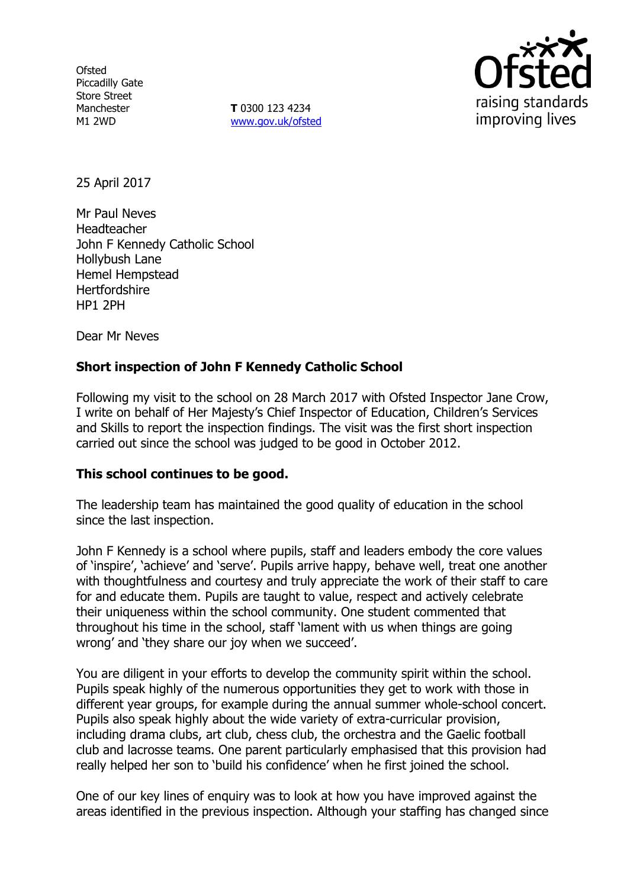Ofsted
Piccadilly Gate
Store Street
Manchester
M1 2WD

**T** 0300 123 4234
www.gov.uk/ofsted

25 April 2017

Mr Paul Neves
Headteacher
John F Kennedy Catholic School
Hollybush Lane
Hemel Hempstead
Hertfordshire
HP1 2PH

Dear Mr Neves

**Short inspection of John F Kennedy Catholic School**

Following my visit to the school on 28 March 2017 with Ofsted Inspector Jane Crow, I write on behalf of Her Majesty's Chief Inspector of Education, Children's Services and Skills to report the inspection findings. The visit was the first short inspection carried out since the school was judged to be good in October 2012.

**This school continues to be good.**

The leadership team has maintained the good quality of education in the school since the last inspection.

John F Kennedy is a school where pupils, staff and leaders embody the core values of 'inspire', 'achieve' and 'serve'. Pupils arrive happy, behave well, treat one another with thoughtfulness and courtesy and truly appreciate the work of their staff to care for and educate them. Pupils are taught to value, respect and actively celebrate their uniqueness within the school community. One student commented that throughout his time in the school, staff 'lament with us when things are going wrong' and 'they share our joy when we succeed'.

You are diligent in your efforts to develop the community spirit within the school. Pupils speak highly of the numerous opportunities they get to work with those in different year groups, for example during the annual summer whole-school concert. Pupils also speak highly about the wide variety of extra-curricular provision, including drama clubs, art club, chess club, the orchestra and the Gaelic football club and lacrosse teams. One parent particularly emphasised that this provision had really helped her son to 'build his confidence' when he first joined the school.

One of our key lines of enquiry was to look at how you have improved against the areas identified in the previous inspection. Although your staffing has changed since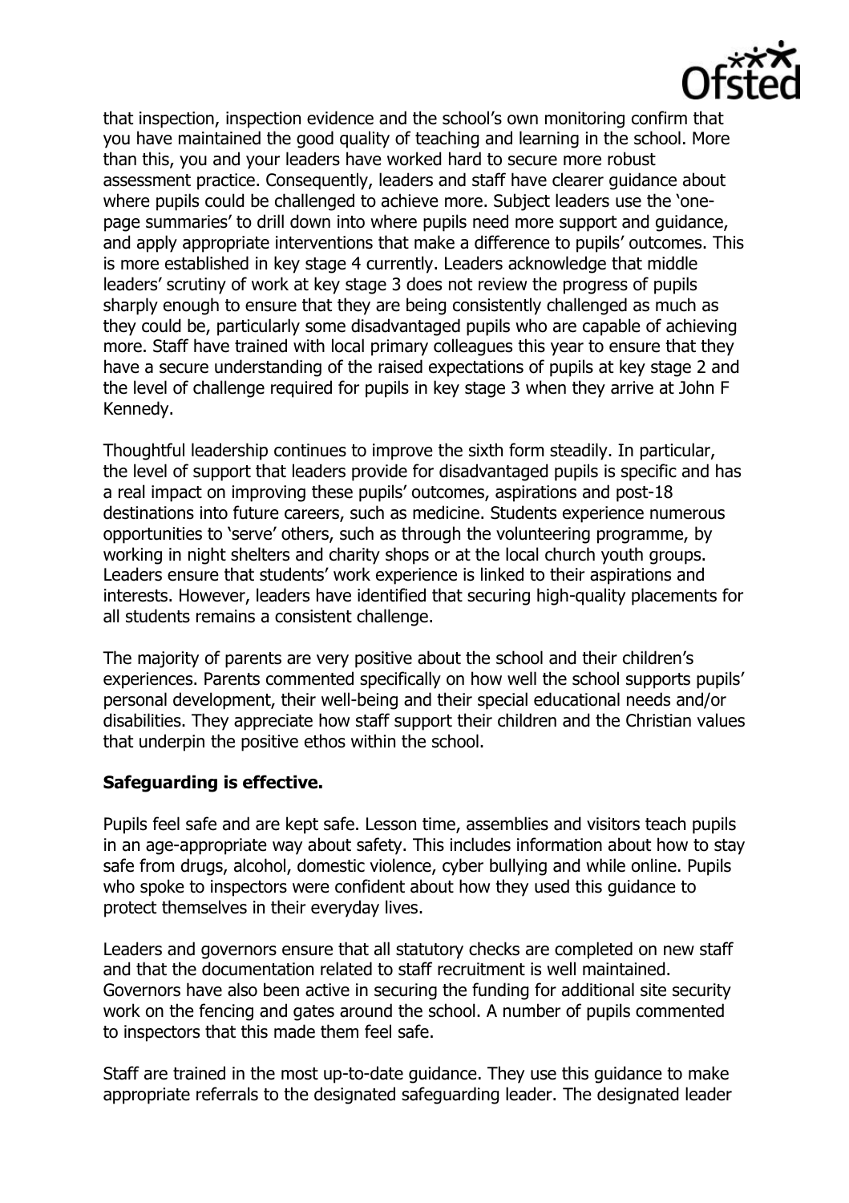that inspection, inspection evidence and the school's own monitoring confirm that you have maintained the good quality of teaching and learning in the school. More than this, you and your leaders have worked hard to secure more robust assessment practice. Consequently, leaders and staff have clearer guidance about where pupils could be challenged to achieve more. Subject leaders use the 'one-page summaries' to drill down into where pupils need more support and guidance, and apply appropriate interventions that make a difference to pupils' outcomes. This is more established in key stage 4 currently. Leaders acknowledge that middle leaders' scrutiny of work at key stage 3 does not review the progress of pupils sharply enough to ensure that they are being consistently challenged as much as they could be, particularly some disadvantaged pupils who are capable of achieving more. Staff have trained with local primary colleagues this year to ensure that they have a secure understanding of the raised expectations of pupils at key stage 2 and the level of challenge required for pupils in key stage 3 when they arrive at John F Kennedy.

Thoughtful leadership continues to improve the sixth form steadily. In particular, the level of support that leaders provide for disadvantaged pupils is specific and has a real impact on improving these pupils' outcomes, aspirations and post-18 destinations into future careers, such as medicine. Students experience numerous opportunities to 'serve' others, such as through the volunteering programme, by working in night shelters and charity shops or at the local church youth groups. Leaders ensure that students' work experience is linked to their aspirations and interests. However, leaders have identified that securing high-quality placements for all students remains a consistent challenge.

The majority of parents are very positive about the school and their children's experiences. Parents commented specifically on how well the school supports pupils' personal development, their well-being and their special educational needs and/or disabilities. They appreciate how staff support their children and the Christian values that underpin the positive ethos within the school.

**Safeguarding is effective.**

Pupils feel safe and are kept safe. Lesson time, assemblies and visitors teach pupils in an age-appropriate way about safety. This includes information about how to stay safe from drugs, alcohol, domestic violence, cyber bullying and while online. Pupils who spoke to inspectors were confident about how they used this guidance to protect themselves in their everyday lives.

Leaders and governors ensure that all statutory checks are completed on new staff and that the documentation related to staff recruitment is well maintained. Governors have also been active in securing the funding for additional site security work on the fencing and gates around the school. A number of pupils commented to inspectors that this made them feel safe.

Staff are trained in the most up-to-date guidance. They use this guidance to make appropriate referrals to the designated safeguarding leader. The designated leader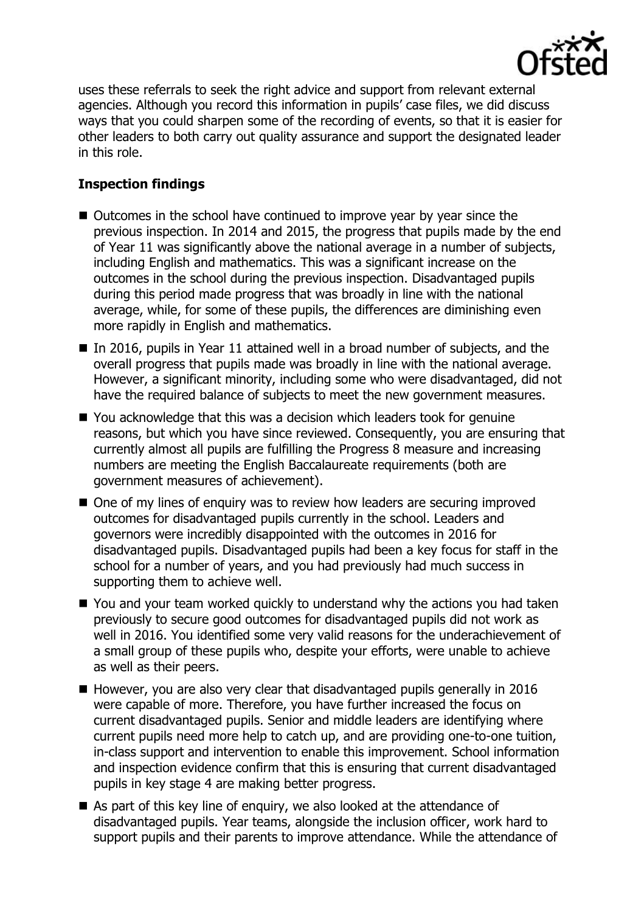uses these referrals to seek the right advice and support from relevant external agencies. Although you record this information in pupils' case files, we did discuss ways that you could sharpen some of the recording of events, so that it is easier for other leaders to both carry out quality assurance and support the designated leader in this role.

**Inspection findings**

- Outcomes in the school have continued to improve year by year since the previous inspection. In 2014 and 2015, the progress that pupils made by the end of Year 11 was significantly above the national average in a number of subjects, including English and mathematics. This was a significant increase on the outcomes in the school during the previous inspection. Disadvantaged pupils during this period made progress that was broadly in line with the national average, while, for some of these pupils, the differences are diminishing even more rapidly in English and mathematics.
- In 2016, pupils in Year 11 attained well in a broad number of subjects, and the overall progress that pupils made was broadly in line with the national average. However, a significant minority, including some who were disadvantaged, did not have the required balance of subjects to meet the new government measures.
- You acknowledge that this was a decision which leaders took for genuine reasons, but which you have since reviewed. Consequently, you are ensuring that currently almost all pupils are fulfilling the Progress 8 measure and increasing numbers are meeting the English Baccalaureate requirements (both are government measures of achievement).
- One of my lines of enquiry was to review how leaders are securing improved outcomes for disadvantaged pupils currently in the school. Leaders and governors were incredibly disappointed with the outcomes in 2016 for disadvantaged pupils. Disadvantaged pupils had been a key focus for staff in the school for a number of years, and you had previously had much success in supporting them to achieve well.
- You and your team worked quickly to understand why the actions you had taken previously to secure good outcomes for disadvantaged pupils did not work as well in 2016. You identified some very valid reasons for the underachievement of a small group of these pupils who, despite your efforts, were unable to achieve as well as their peers.
- However, you are also very clear that disadvantaged pupils generally in 2016 were capable of more. Therefore, you have further increased the focus on current disadvantaged pupils. Senior and middle leaders are identifying where current pupils need more help to catch up, and are providing one-to-one tuition, in-class support and intervention to enable this improvement. School information and inspection evidence confirm that this is ensuring that current disadvantaged pupils in key stage 4 are making better progress.
- As part of this key line of enquiry, we also looked at the attendance of disadvantaged pupils. Year teams, alongside the inclusion officer, work hard to support pupils and their parents to improve attendance. While the attendance of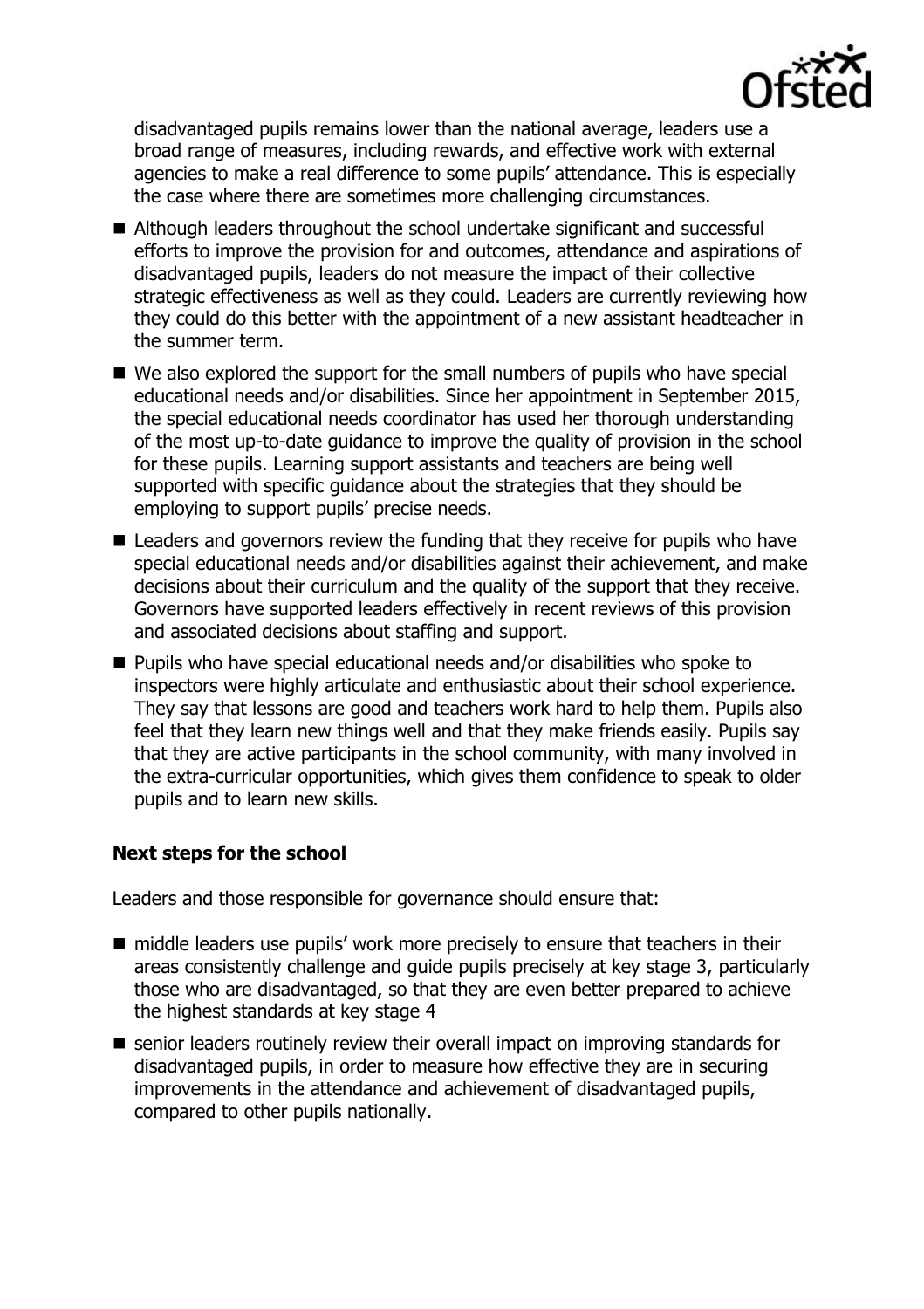disadvantaged pupils remains lower than the national average, leaders use a broad range of measures, including rewards, and effective work with external agencies to make a real difference to some pupils' attendance. This is especially the case where there are sometimes more challenging circumstances.

- Although leaders throughout the school undertake significant and successful efforts to improve the provision for and outcomes, attendance and aspirations of disadvantaged pupils, leaders do not measure the impact of their collective strategic effectiveness as well as they could. Leaders are currently reviewing how they could do this better with the appointment of a new assistant headteacher in the summer term.
- We also explored the support for the small numbers of pupils who have special educational needs and/or disabilities. Since her appointment in September 2015, the special educational needs coordinator has used her thorough understanding of the most up-to-date guidance to improve the quality of provision in the school for these pupils. Learning support assistants and teachers are being well supported with specific guidance about the strategies that they should be employing to support pupils' precise needs.
- Leaders and governors review the funding that they receive for pupils who have special educational needs and/or disabilities against their achievement, and make decisions about their curriculum and the quality of the support that they receive. Governors have supported leaders effectively in recent reviews of this provision and associated decisions about staffing and support.
- Pupils who have special educational needs and/or disabilities who spoke to inspectors were highly articulate and enthusiastic about their school experience. They say that lessons are good and teachers work hard to help them. Pupils also feel that they learn new things well and that they make friends easily. Pupils say that they are active participants in the school community, with many involved in the extra-curricular opportunities, which gives them confidence to speak to older pupils and to learn new skills.

## Next steps for the school

Leaders and those responsible for governance should ensure that:

- middle leaders use pupils' work more precisely to ensure that teachers in their areas consistently challenge and guide pupils precisely at key stage 3, particularly those who are disadvantaged, so that they are even better prepared to achieve the highest standards at key stage 4
- senior leaders routinely review their overall impact on improving standards for disadvantaged pupils, in order to measure how effective they are in securing improvements in the attendance and achievement of disadvantaged pupils, compared to other pupils nationally.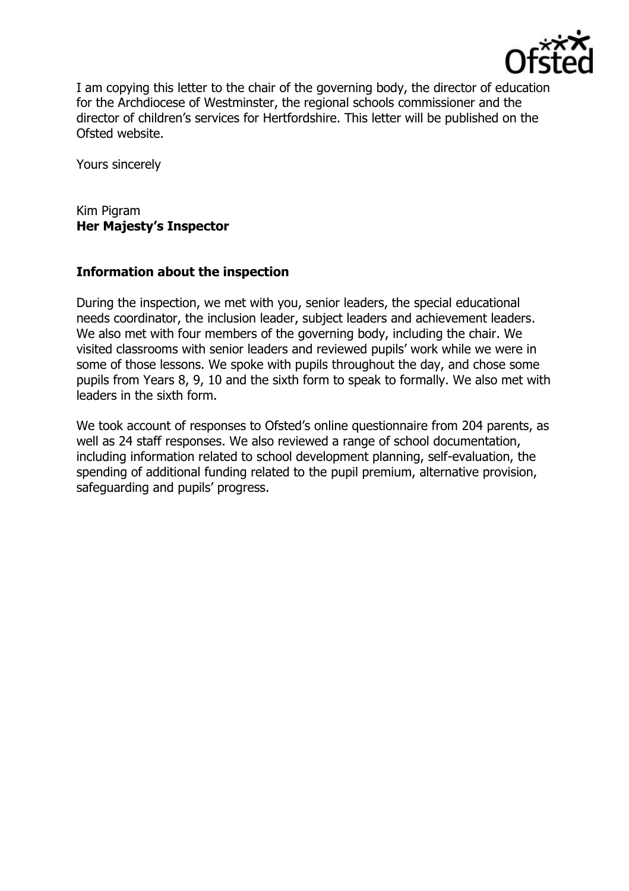I am copying this letter to the chair of the governing body, the director of education for the Archdiocese of Westminster, the regional schools commissioner and the director of children's services for Hertfordshire. This letter will be published on the Ofsted website.

Yours sincerely

Kim Pigram
**Her Majesty's Inspector**

## Information about the inspection

During the inspection, we met with you, senior leaders, the special educational needs coordinator, the inclusion leader, subject leaders and achievement leaders. We also met with four members of the governing body, including the chair. We visited classrooms with senior leaders and reviewed pupils' work while we were in some of those lessons. We spoke with pupils throughout the day, and chose some pupils from Years 8, 9, 10 and the sixth form to speak to formally. We also met with leaders in the sixth form.

We took account of responses to Ofsted's online questionnaire from 204 parents, as well as 24 staff responses. We also reviewed a range of school documentation, including information related to school development planning, self-evaluation, the spending of additional funding related to the pupil premium, alternative provision, safeguarding and pupils' progress.